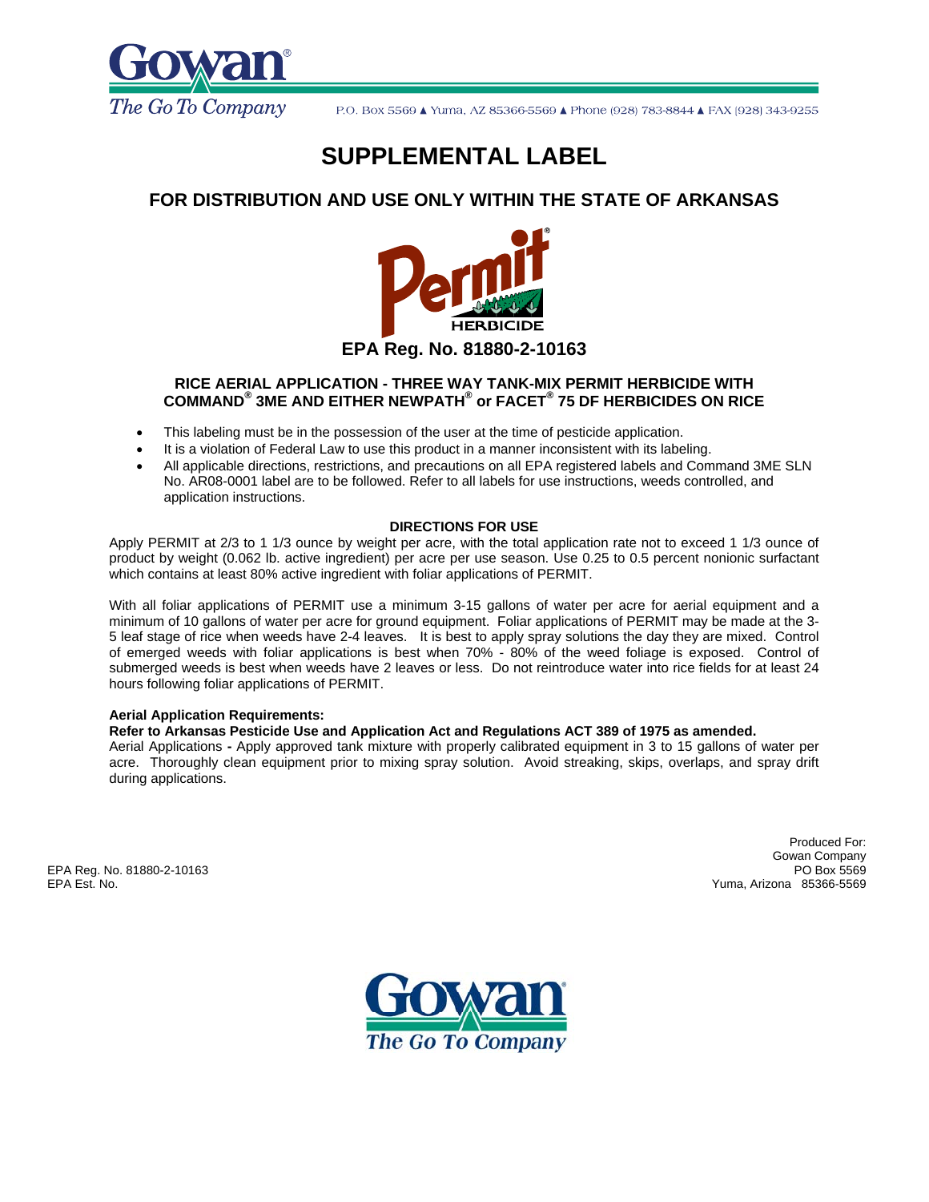Gowan®

The Go To Company

P.O. Box 5569 ▲ Yuma, AZ 85366-5569 ▲ Phone (928) 783-8844 ▲ FAX (928) 343-9255

# SUPPLEMENTAL LABEL

## FOR DISTRIBUTION AND USE ONLY WITHIN THE STATE OF ARKANSAS

Permit® HERBICIDE

### EPA Reg. No. 81880-2-10163

### RICE AERIAL APPLICATION - THREE WAY TANK-MIX PERMIT HERBICIDE WITH COMMAND® 3ME AND EITHER NEWPATH® or FACET® 75 DF HERBICIDES ON RICE

- This labeling must be in the possession of the user at the time of pesticide application.
- It is a violation of Federal Law to use this product in a manner inconsistent with its labeling.
- All applicable directions, restrictions, and precautions on all EPA registered labels and Command 3ME SLN No. AR08-0001 label are to be followed. Refer to all labels for use instructions, weeds controlled, and application instructions.

**DIRECTIONS FOR USE**

Apply PERMIT at 2/3 to 1 1/3 ounce by weight per acre, with the total application rate not to exceed 1 1/3 ounce of product by weight (0.062 lb. active ingredient) per acre per use season. Use 0.25 to 0.5 percent nonionic surfactant which contains at least 80% active ingredient with foliar applications of PERMIT.

With all foliar applications of PERMIT use a minimum 3-15 gallons of water per acre for aerial equipment and a minimum of 10 gallons of water per acre for ground equipment. Foliar applications of PERMIT may be made at the 3-5 leaf stage of rice when weeds have 2-4 leaves. It is best to apply spray solutions the day they are mixed. Control of emerged weeds with foliar applications is best when 70% - 80% of the weed foliage is exposed. Control of submerged weeds is best when weeds have 2 leaves or less. Do not reintroduce water into rice fields for at least 24 hours following foliar applications of PERMIT.

**Aerial Application Requirements:**

**Refer to Arkansas Pesticide Use and Application Act and Regulations ACT 389 of 1975 as amended.**

Aerial Applications **-** Apply approved tank mixture with properly calibrated equipment in 3 to 15 gallons of water per acre. Thoroughly clean equipment prior to mixing spray solution. Avoid streaking, skips, overlaps, and spray drift during applications.

EPA Reg. No. 81880-2-10163
EPA Est. No.

Produced For:
Gowan Company
PO Box 5569
Yuma, Arizona 85366-5569

Gowan®
The Go To Company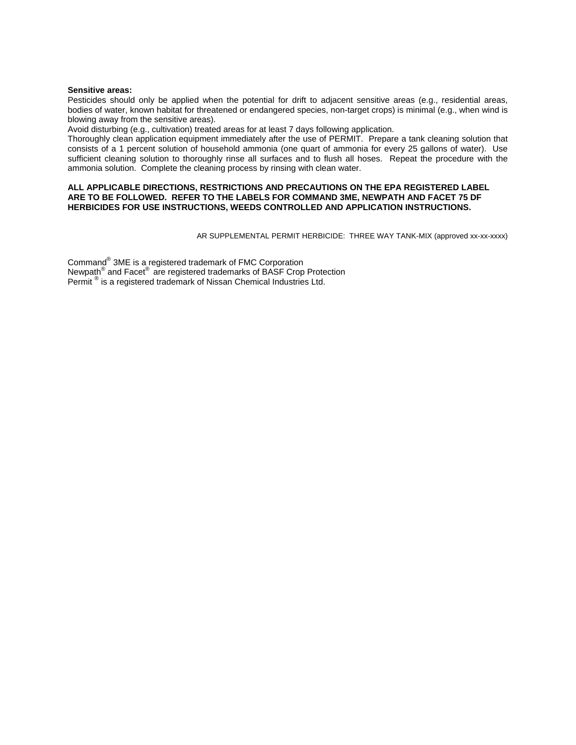**Sensitive areas:**

Pesticides should only be applied when the potential for drift to adjacent sensitive areas (e.g., residential areas, bodies of water, known habitat for threatened or endangered species, non-target crops) is minimal (e.g., when wind is blowing away from the sensitive areas).

Avoid disturbing (e.g., cultivation) treated areas for at least 7 days following application.

Thoroughly clean application equipment immediately after the use of PERMIT. Prepare a tank cleaning solution that consists of a 1 percent solution of household ammonia (one quart of ammonia for every 25 gallons of water). Use sufficient cleaning solution to thoroughly rinse all surfaces and to flush all hoses. Repeat the procedure with the ammonia solution. Complete the cleaning process by rinsing with clean water.

**ALL APPLICABLE DIRECTIONS, RESTRICTIONS AND PRECAUTIONS ON THE EPA REGISTERED LABEL ARE TO BE FOLLOWED. REFER TO THE LABELS FOR COMMAND 3ME, NEWPATH AND FACET 75 DF HERBICIDES FOR USE INSTRUCTIONS, WEEDS CONTROLLED AND APPLICATION INSTRUCTIONS.**

AR SUPPLEMENTAL PERMIT HERBICIDE: THREE WAY TANK-MIX (approved xx-xx-xxxx)

Command® 3ME is a registered trademark of FMC Corporation
Newpath® and Facet® are registered trademarks of BASF Crop Protection
Permit ® is a registered trademark of Nissan Chemical Industries Ltd.